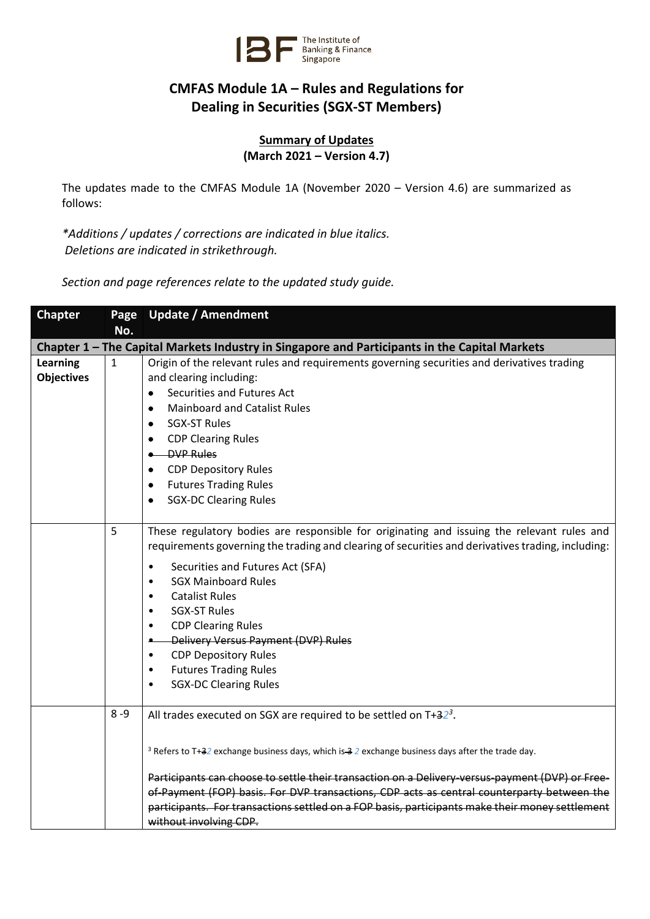The Institute of Banking & Finance Singapore

# CMFAS Module 1A – Rules and Regulations for Dealing in Securities (SGX-ST Members)

## Summary of Updates
**(March 2021 – Version 4.7)**

The updates made to the CMFAS Module 1A (November 2020 – Version 4.6) are summarized as follows:

*\*Additions / updates / corrections are indicated in blue italics.*
*Deletions are indicated in strikethrough.*

*Section and page references relate to the updated study guide.*

| Chapter | Page No. | Update / Amendment |
|---|---|---|
| **Chapter 1 – The Capital Markets Industry in Singapore and Participants in the Capital Markets** | | |
| **Learning Objectives** | 1 | Origin of the relevant rules and requirements governing securities and derivatives trading and clearing including:<br>• Securities and Futures Act<br>• Mainboard and Catalist Rules<br>• SGX-ST Rules<br>• CDP Clearing Rules<br>• ~~DVP Rules~~<br>• CDP Depository Rules<br>• Futures Trading Rules<br>• SGX-DC Clearing Rules |
| | 5 | These regulatory bodies are responsible for originating and issuing the relevant rules and requirements governing the trading and clearing of securities and derivatives trading, including:<br>• Securities and Futures Act (SFA)<br>• SGX Mainboard Rules<br>• Catalist Rules<br>• SGX-ST Rules<br>• CDP Clearing Rules<br>• ~~Delivery Versus Payment (DVP) Rules~~<br>• CDP Depository Rules<br>• Futures Trading Rules<br>• SGX-DC Clearing Rules |
| | 8 -9 | All trades executed on SGX are required to be settled on T+~~3~~*2*[3].<br><br>[3] Refers to T+~~3~~*2* exchange business days, which is ~~3~~ *2* exchange business days after the trade day.<br><br>~~Participants can choose to settle their transaction on a Delivery-versus-payment (DVP) or Free-of-Payment (FOP) basis. For DVP transactions, CDP acts as central counterparty between the participants. For transactions settled on a FOP basis, participants make their money settlement without involving CDP.~~ |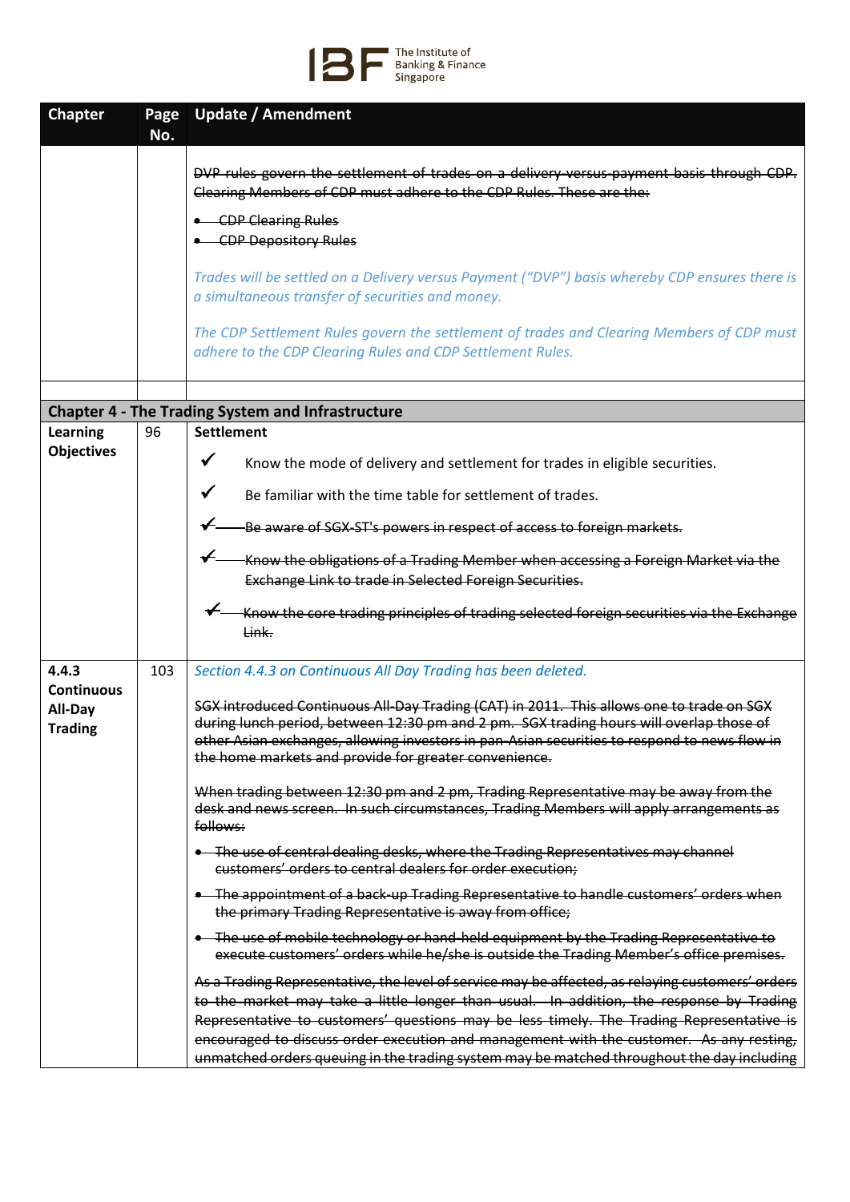| Chapter | Page No. | Update / Amendment |
|---|---|---|
| | | ~~DVP rules govern the settlement of trades on a delivery-versus-payment basis through CDP. Clearing Members of CDP must adhere to the CDP Rules. These are the:~~<br><br>• ~~CDP Clearing Rules~~<br>• ~~CDP Depository Rules~~<br><br>*Trades will be settled on a Delivery versus Payment ("DVP") basis whereby CDP ensures there is a simultaneous transfer of securities and money.*<br><br>*The CDP Settlement Rules govern the settlement of trades and Clearing Members of CDP must adhere to the CDP Clearing Rules and CDP Settlement Rules.* |
| | | |
| **Chapter 4 - The Trading System and Infrastructure** | | |
| **Learning Objectives** | 96 | **Settlement**<br><br>✔ Know the mode of delivery and settlement for trades in eligible securities.<br><br>✔ Be familiar with the time table for settlement of trades.<br><br>~~✔ Be aware of SGX-ST's powers in respect of access to foreign markets.~~<br><br>~~✔ Know the obligations of a Trading Member when accessing a Foreign Market via the Exchange Link to trade in Selected Foreign Securities.~~<br><br>~~✔ Know the core trading principles of trading selected foreign securities via the Exchange Link.~~ |
| **4.4.3 Continuous All-Day Trading** | 103 | *Section 4.4.3 on Continuous All Day Trading has been deleted.*<br><br>~~SGX introduced Continuous All-Day Trading (CAT) in 2011. This allows one to trade on SGX during lunch period, between 12:30 pm and 2 pm. SGX trading hours will overlap those of other Asian exchanges, allowing investors in pan-Asian securities to respond to news flow in the home markets and provide for greater convenience.~~<br><br>~~When trading between 12:30 pm and 2 pm, Trading Representative may be away from the desk and news screen. In such circumstances, Trading Members will apply arrangements as follows:~~<br><br>• ~~The use of central dealing desks, where the Trading Representatives may channel customers' orders to central dealers for order execution;~~<br><br>• ~~The appointment of a back-up Trading Representative to handle customers' orders when the primary Trading Representative is away from office;~~<br><br>• ~~The use of mobile technology or hand-held equipment by the Trading Representative to execute customers' orders while he/she is outside the Trading Member's office premises.~~<br><br>~~As a Trading Representative, the level of service may be affected, as relaying customers' orders to the market may take a little longer than usual. In addition, the response by Trading Representative to customers' questions may be less timely. The Trading Representative is encouraged to discuss order execution and management with the customer. As any resting, unmatched orders queuing in the trading system may be matched throughout the day including~~ |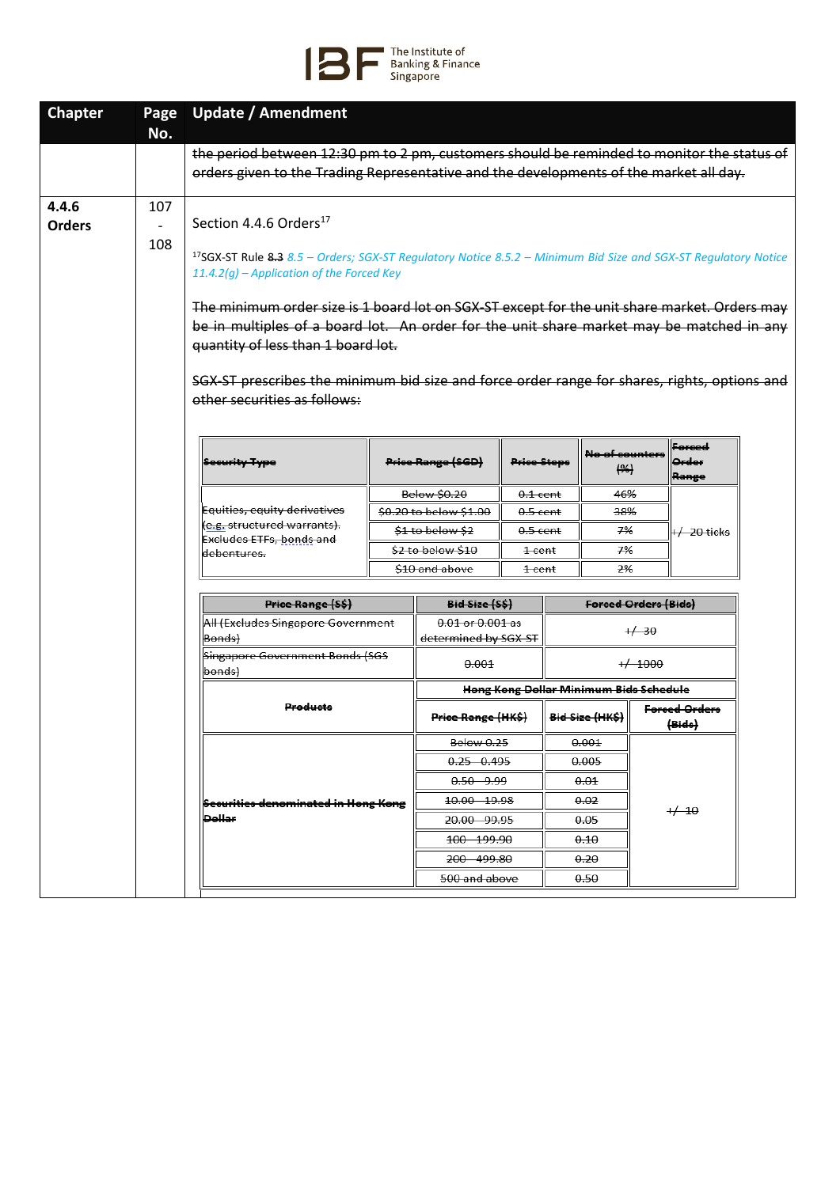| Chapter | Page No. | Update / Amendment |
|---|---|---|
| | | ~~the period between 12:30 pm to 2 pm, customers should be reminded to monitor the status of orders given to the Trading Representative and the developments of the market all day.~~ |
| **4.4.6 Orders** | 107 - 108 | Section 4.4.6 Orders[17]<br><br>[17]SGX-ST Rule ~~8.3~~ *8.5 – Orders; SGX-ST Regulatory Notice 8.5.2 – Minimum Bid Size and SGX-ST Regulatory Notice 11.4.2(g) – Application of the Forced Key*<br><br>~~The minimum order size is 1 board lot on SGX-ST except for the unit share market. Orders may be in multiples of a board lot. An order for the unit share market may be matched in any quantity of less than 1 board lot.~~<br><br>~~SGX-ST prescribes the minimum bid size and force order range for shares, rights, options and other securities as follows:~~ |

| ~~Security Type~~ | ~~Price Range (SGD)~~ | ~~Price Steps~~ | ~~No of counters (%)~~ | ~~Forced Order Range~~ |
|---|---|---|---|---|
| ~~Equities, equity derivatives (e.g. structured warrants). Excludes ETFs, bonds and debentures.~~ | ~~Below $0.20~~ | ~~0.1 cent~~ | ~~46%~~ | ~~+/- 20 ticks~~ |
| | ~~$0.20 to below $1.00~~ | ~~0.5 cent~~ | ~~38%~~ | |
| | ~~$1 to below $2~~ | ~~0.5 cent~~ | ~~7%~~ | |
| | ~~$2 to below $10~~ | ~~1 cent~~ | ~~7%~~ | |
| | ~~$10 and above~~ | ~~1 cent~~ | ~~2%~~ | |

| ~~Price Range (S$)~~ | ~~Bid Size (S$)~~ | | ~~Forced Orders (Bids)~~ |
|---|---|---|---|
| ~~All (Excludes Singapore Government Bonds)~~ | ~~0.01 or 0.001 as determined by SGX-ST~~ | | ~~+/- 30~~ |
| ~~Singapore Government Bonds (SGS bonds)~~ | ~~0.001~~ | | ~~+/- 1000~~ |
| ~~Products~~ | ~~Hong Kong Dollar Minimum Bids Schedule~~ | | |
| | ~~Price Range (HK$)~~ | ~~Bid Size (HK$)~~ | ~~Forced Orders (Bids)~~ |
| ~~Securities denominated in Hong Kong Dollar~~ | ~~Below 0.25~~ | ~~0.001~~ | ~~+/- 10~~ |
| | ~~0.25 – 0.495~~ | ~~0.005~~ | |
| | ~~0.50 – 9.99~~ | ~~0.01~~ | |
| | ~~10.00 – 19.98~~ | ~~0.02~~ | |
| | ~~20.00 – 99.95~~ | ~~0.05~~ | |
| | ~~100 – 199.90~~ | ~~0.10~~ | |
| | ~~200 – 499.80~~ | ~~0.20~~ | |
| | ~~500 and above~~ | ~~0.50~~ | |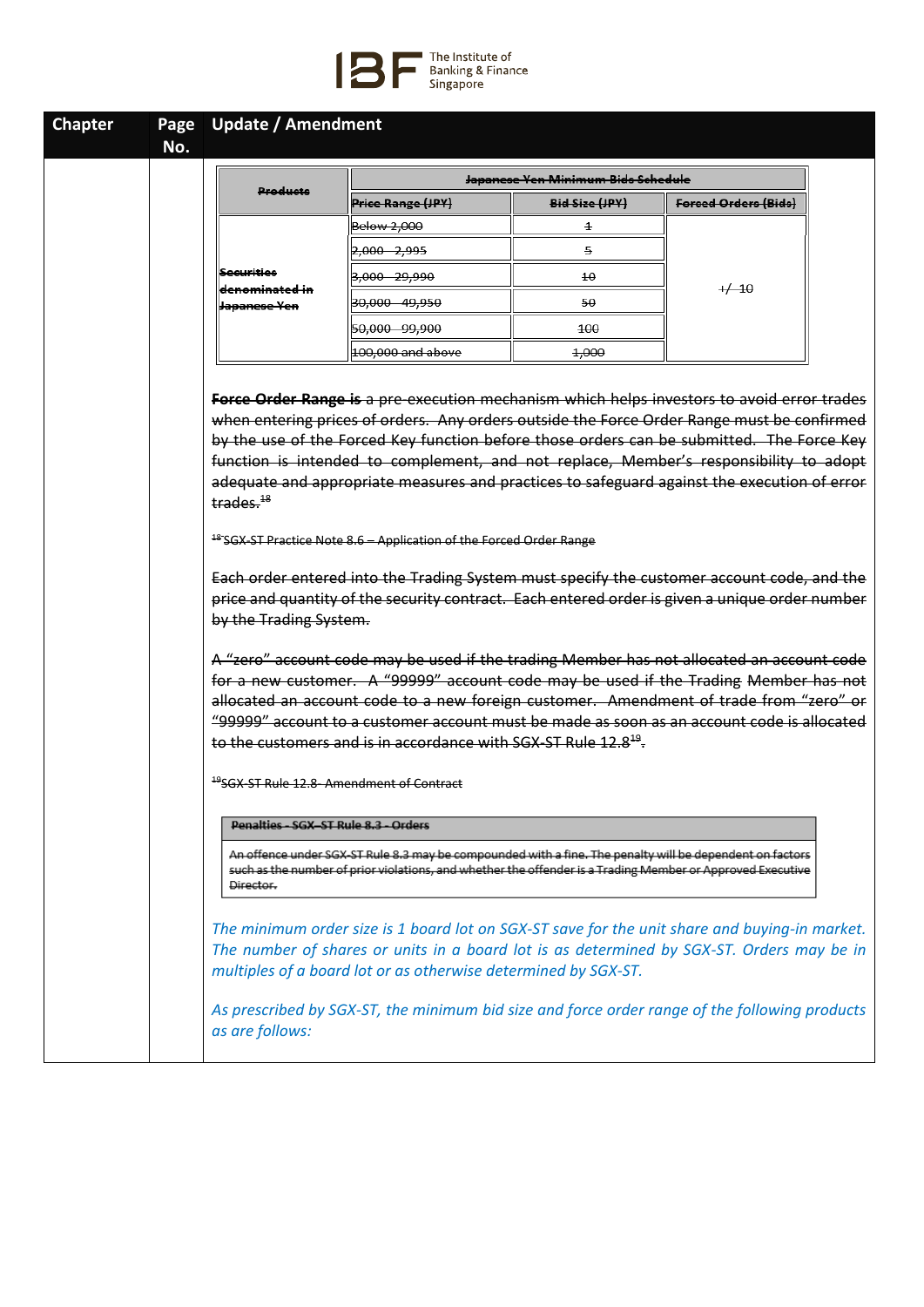| Chapter | Page No. | Update / Amendment |
|---|---|---|
| | | (see below) |

| ~~Products~~ | ~~Japanese Yen Minimum Bids Schedule~~ | | |
|---|---|---|---|
| | ~~Price Range (JPY)~~ | ~~Bid Size (JPY)~~ | ~~Forced Orders (Bids)~~ |
| ~~Securities denominated in Japanese Yen~~ | ~~Below 2,000~~ | ~~1~~ | ~~+/- 10~~ |
| | ~~2,000 - 2,995~~ | ~~5~~ | |
| | ~~3,000 - 29,990~~ | ~~10~~ | |
| | ~~30,000 - 49,950~~ | ~~50~~ | |
| | ~~50,000 - 99,900~~ | ~~100~~ | |
| | ~~100,000 and above~~ | ~~1,000~~ | |

~~**Force Order Range is** a pre-execution mechanism which helps investors to avoid error trades when entering prices of orders. Any orders outside the Force Order Range must be confirmed by the use of the Forced Key function before those orders can be submitted. The Force Key function is intended to complement, and not replace, Member's responsibility to adopt adequate and appropriate measures and practices to safeguard against the execution of error trades.[18]~~

~~[18] SGX-ST Practice Note 8.6 – Application of the Forced Order Range~~

~~Each order entered into the Trading System must specify the customer account code, and the price and quantity of the security contract. Each entered order is given a unique order number by the Trading System.~~

~~A "zero" account code may be used if the trading Member has not allocated an account code for a new customer. A "99999" account code may be used if the Trading Member has not allocated an account code to a new foreign customer. Amendment of trade from "zero" or "99999" account to a customer account must be made as soon as an account code is allocated to the customers and is in accordance with SGX-ST Rule 12.8[19].~~

~~[19] SGX-ST Rule 12.8- Amendment of Contract~~

| ~~**Penalties - SGX–ST Rule 8.3 - Orders**~~ |
|---|
| ~~An offence under SGX-ST Rule 8.3 may be compounded with a fine. The penalty will be dependent on factors such as the number of prior violations, and whether the offender is a Trading Member or Approved Executive Director.~~ |

*The minimum order size is 1 board lot on SGX-ST save for the unit share and buying-in market. The number of shares or units in a board lot is as determined by SGX-ST. Orders may be in multiples of a board lot or as otherwise determined by SGX-ST.*

*As prescribed by SGX-ST, the minimum bid size and force order range of the following products as are follows:*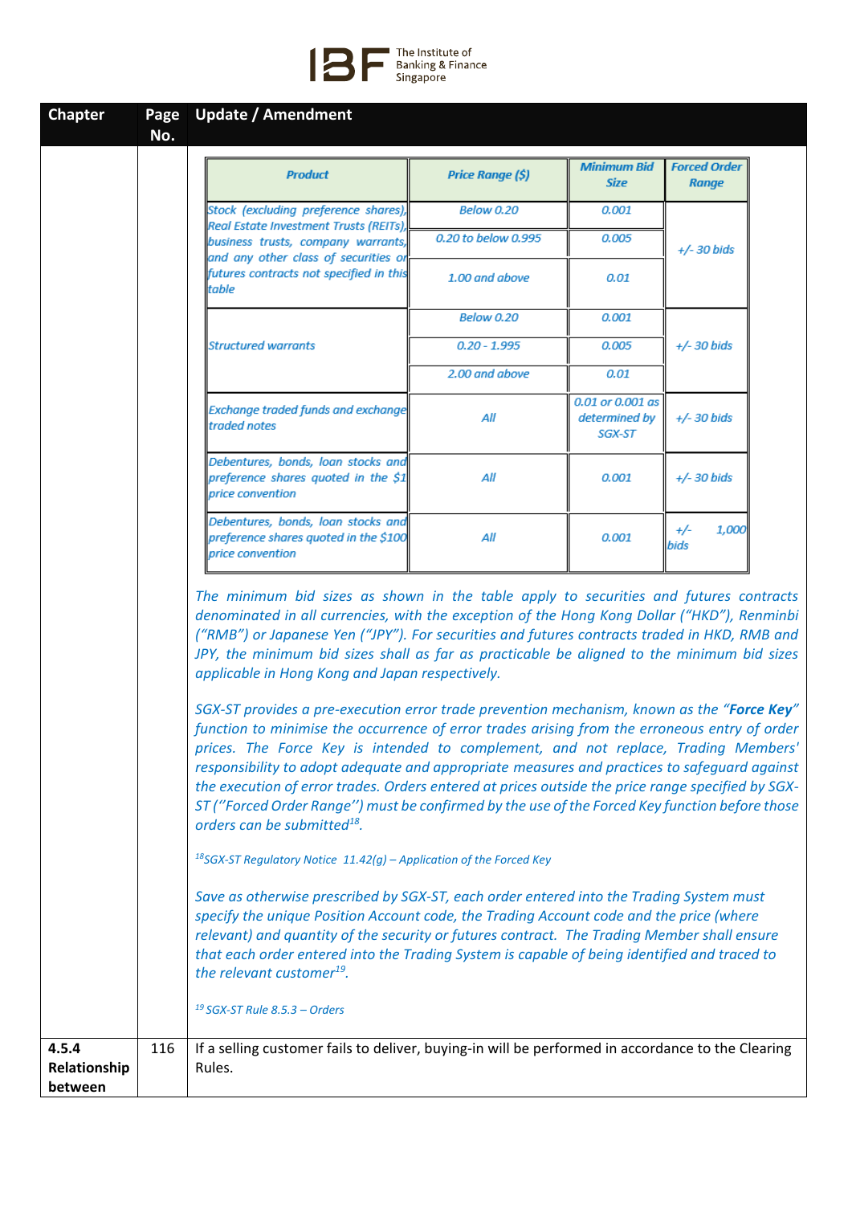| Chapter | Page No. | Update / Amendment |
|---|---|---|

| Product | Price Range ($) | Minimum Bid Size | Forced Order Range |
|---|---|---|---|
| Stock (excluding preference shares), Real Estate Investment Trusts (REITs), business trusts, company warrants, and any other class of securities or futures contracts not specified in this table | Below 0.20 | 0.001 | +/- 30 bids |
| | 0.20 to below 0.995 | 0.005 | |
| | 1.00 and above | 0.01 | |
| Structured warrants | Below 0.20 | 0.001 | +/- 30 bids |
| | 0.20 - 1.995 | 0.005 | |
| | 2.00 and above | 0.01 | |
| Exchange traded funds and exchange traded notes | All | 0.01 or 0.001 as determined by SGX-ST | +/- 30 bids |
| Debentures, bonds, loan stocks and preference shares quoted in the $1 price convention | All | 0.001 | +/- 30 bids |
| Debentures, bonds, loan stocks and preference shares quoted in the $100 price convention | All | 0.001 | +/- 1,000 bids |

*The minimum bid sizes as shown in the table apply to securities and futures contracts denominated in all currencies, with the exception of the Hong Kong Dollar ("HKD"), Renminbi ("RMB") or Japanese Yen ("JPY"). For securities and futures contracts traded in HKD, RMB and JPY, the minimum bid sizes shall as far as practicable be aligned to the minimum bid sizes applicable in Hong Kong and Japan respectively.*

*SGX-ST provides a pre-execution error trade prevention mechanism, known as the "**Force Key**" function to minimise the occurrence of error trades arising from the erroneous entry of order prices. The Force Key is intended to complement, and not replace, Trading Members' responsibility to adopt adequate and appropriate measures and practices to safeguard against the execution of error trades. Orders entered at prices outside the price range specified by SGX-ST ("Forced Order Range") must be confirmed by the use of the Forced Key function before those orders can be submitted[18].*

*[18] SGX-ST Regulatory Notice 11.42(g) – Application of the Forced Key*

*Save as otherwise prescribed by SGX-ST, each order entered into the Trading System must specify the unique Position Account code, the Trading Account code and the price (where relevant) and quantity of the security or futures contract. The Trading Member shall ensure that each order entered into the Trading System is capable of being identified and traced to the relevant customer[19].*

*[19] SGX-ST Rule 8.5.3 – Orders*

| Chapter | Page No. | Update / Amendment |
|---|---|---|
| **4.5.4 Relationship between** | 116 | If a selling customer fails to deliver, buying-in will be performed in accordance to the Clearing Rules. |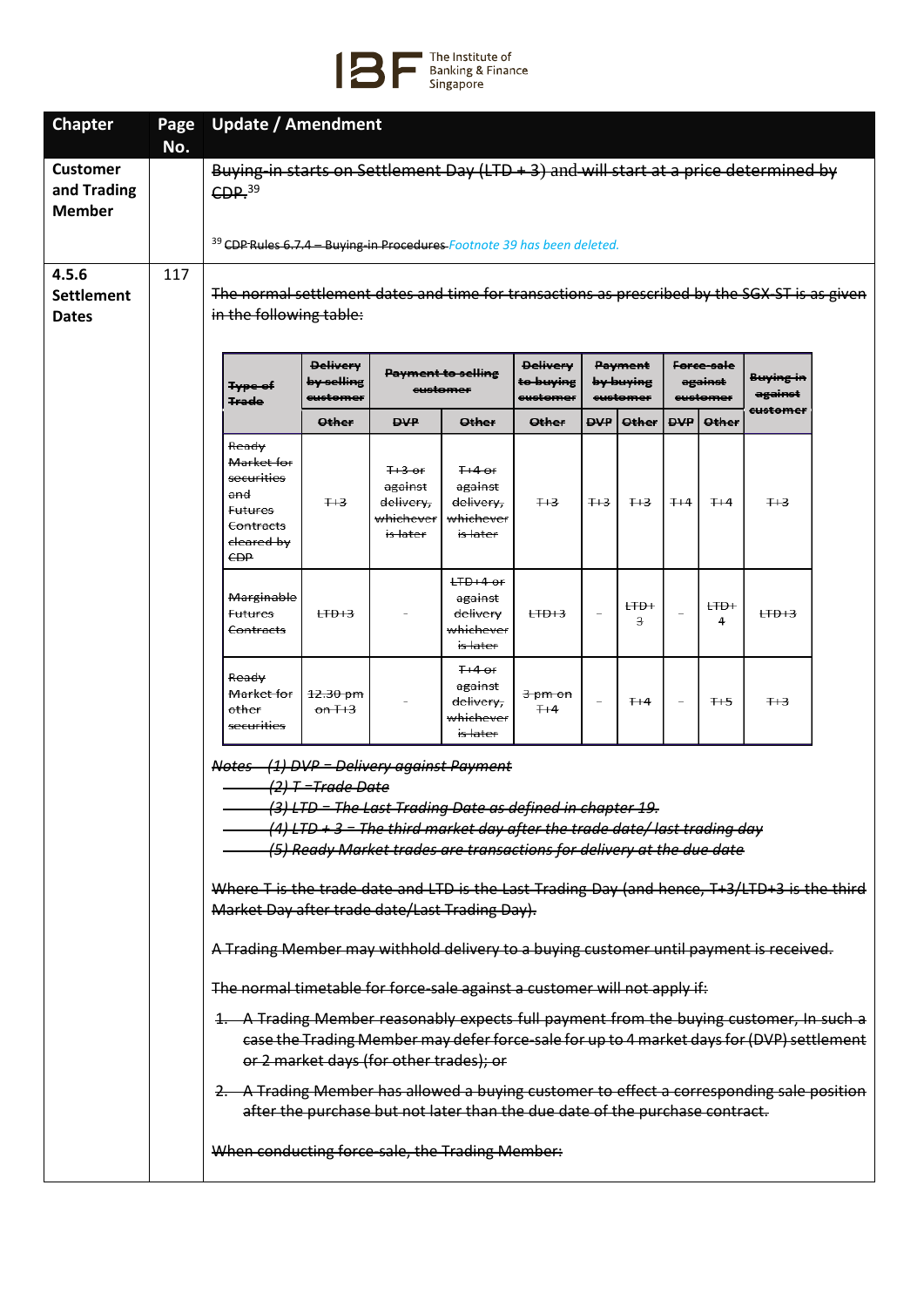| Chapter | Page No. | Update / Amendment |
|---|---|---|
| **Customer and Trading Member** | | ~~Buying-in starts on Settlement Day (LTD + 3)~~ and ~~will start at a price determined by CDP.~~[39]<br><br>[39] ~~CDP Rules 6.7.4 – Buying-in Procedures~~ *Footnote 39 has been deleted.* |
| **4.5.6 Settlement Dates** | 117 | ~~The normal settlement dates and time for transactions as prescribed by the SGX-ST is as given in the following table:~~ |

| ~~Type of Trade~~ | ~~Delivery by selling customer~~ | ~~Payment to selling customer~~ | | ~~Delivery to buying customer~~ | ~~Payment by buying customer~~ | | ~~Force-sale against customer~~ | | ~~Buying-in against customer~~ |
|---|---|---|---|---|---|---|---|---|---|
| | ~~Other~~ | ~~DVP~~ | ~~Other~~ | ~~Other~~ | ~~DVP~~ | ~~Other~~ | ~~DVP~~ | ~~Other~~ | |
| ~~Ready Market for securities and Futures Contracts cleared by CDP~~ | ~~T+3~~ | ~~T+3 or against delivery, whichever is later~~ | ~~T+4 or against delivery, whichever is later~~ | ~~T+3~~ | ~~T+3~~ | ~~T+3~~ | ~~T+4~~ | ~~T+4~~ | ~~T+3~~ |
| ~~Marginable Futures Contracts~~ | ~~LTD+3~~ | - | ~~LTD+4 or against delivery whichever is later~~ | ~~LTD+3~~ | - | ~~LTD+3~~ | - | ~~LTD+4~~ | ~~LTD+3~~ |
| ~~Ready Market for other securities~~ | ~~12.30 pm on T+3~~ | - | ~~T+4 or against delivery, whichever is later~~ | ~~3 pm on T+4~~ | - | ~~T+4~~ | - | ~~T+5~~ | ~~T+3~~ |

~~*Notes (1) DVP – Delivery against Payment*~~
~~*(2) T –Trade Date*~~
~~*(3) LTD – The Last Trading Date as defined in chapter 19.*~~
~~*(4) LTD + 3 – The third market day after the trade date/ last trading day*~~
~~*(5) Ready Market trades are transactions for delivery at the due date*~~

~~Where T is the trade date and LTD is the Last Trading Day (and hence, T+3/LTD+3 is the third Market Day after trade date/Last Trading Day).~~

~~A Trading Member may withhold delivery to a buying customer until payment is received.~~

~~The normal timetable for force-sale against a customer will not apply if:~~

1. ~~A Trading Member reasonably expects full payment from the buying customer, In such a case the Trading Member may defer force-sale for up to 4 market days for (DVP) settlement or 2 market days (for other trades); or~~
2. ~~A Trading Member has allowed a buying customer to effect a corresponding sale position after the purchase but not later than the due date of the purchase contract.~~

~~When conducting force-sale, the Trading Member:~~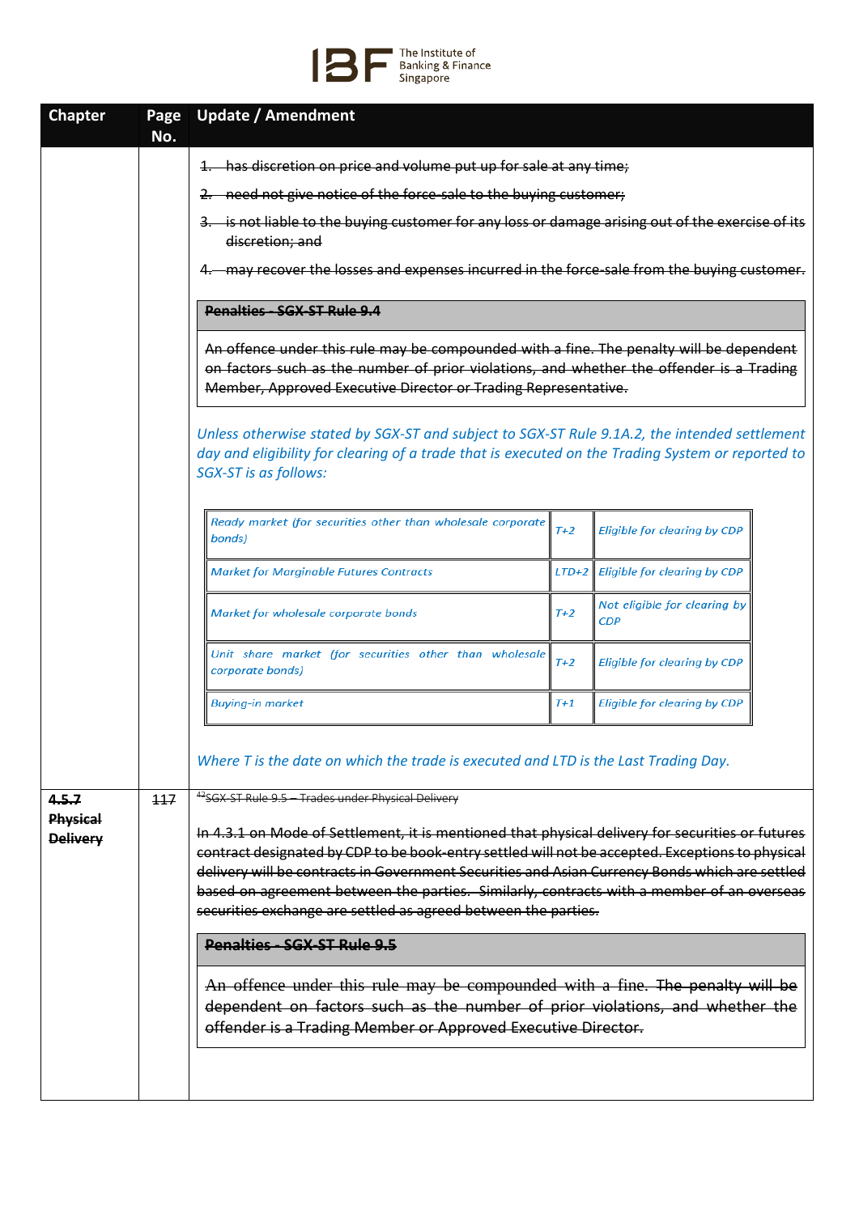| Chapter | Page No. | Update / Amendment |
|---|---|---|
| | | ~~1. has discretion on price and volume put up for sale at any time;~~<br>~~2. need not give notice of the force-sale to the buying customer;~~<br>~~3. is not liable to the buying customer for any loss or damage arising out of the exercise of its discretion; and~~<br>~~4. may recover the losses and expenses incurred in the force-sale from the buying customer.~~<br><br>~~**Penalties - SGX-ST Rule 9.4**~~<br><br>~~An offence under this rule may be compounded with a fine. The penalty will be dependent on factors such as the number of prior violations, and whether the offender is a Trading Member, Approved Executive Director or Trading Representative.~~<br><br>*Unless otherwise stated by SGX-ST and subject to SGX-ST Rule 9.1A.2, the intended settlement day and eligibility for clearing of a trade that is executed on the Trading System or reported to SGX-ST is as follows:*<br><br>*Ready market (for securities other than wholesale corporate bonds) — T+2 — Eligible for clearing by CDP*<br>*Market for Marginable Futures Contracts — LTD+2 — Eligible for clearing by CDP*<br>*Market for wholesale corporate bonds — T+2 — Not eligible for clearing by CDP*<br>*Unit share market (for securities other than wholesale corporate bonds) — T+2 — Eligible for clearing by CDP*<br>*Buying-in market — T+1 — Eligible for clearing by CDP*<br><br>*Where T is the date on which the trade is executed and LTD is the Last Trading Day.* |
| ~~**4.5.7 Physical Delivery**~~ | ~~117~~ | ~~[42]SGX-ST Rule 9.5 – Trades under Physical Delivery~~<br><br>~~In 4.3.1 on Mode of Settlement, it is mentioned that physical delivery for securities or futures contract designated by CDP to be book-entry settled will not be accepted. Exceptions to physical delivery will be contracts in Government Securities and Asian Currency Bonds which are settled based on agreement between the parties. Similarly, contracts with a member of an overseas securities exchange are settled as agreed between the parties.~~<br><br>~~**Penalties - SGX-ST Rule 9.5**~~<br><br>~~An offence under this rule may be compounded with a fine. The penalty will be dependent on factors such as the number of prior violations, and whether the offender is a Trading Member or Approved Executive Director.~~ |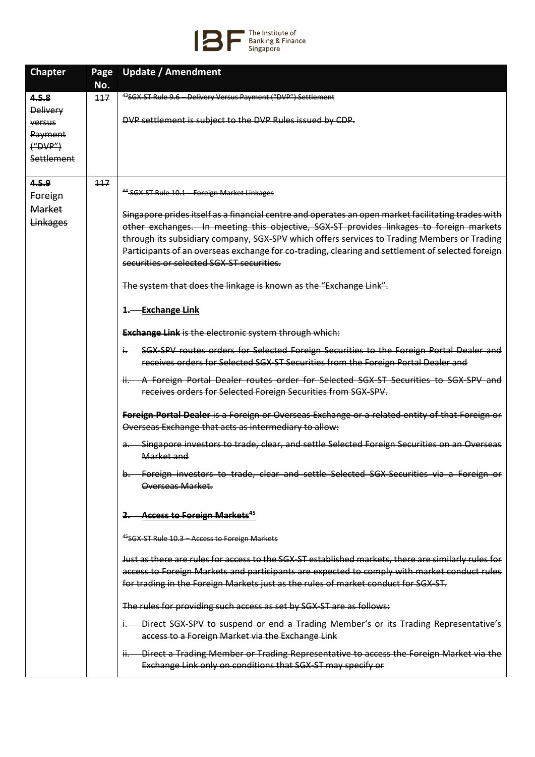| Chapter | Page No. | Update / Amendment |
|---|---|---|
| ~~**4.5.8** Delivery versus Payment ("DVP") Settlement~~ | ~~117~~ | ~~[43]SGX-ST Rule 9.6 – Delivery Versus Payment ("DVP") Settlement~~<br><br>~~DVP settlement is subject to the DVP Rules issued by CDP.~~ |
| ~~**4.5.9** Foreign Market Linkages~~ | ~~117~~ | ~~[44] SGX-ST Rule 10.1 – Foreign Market Linkages~~<br><br>~~Singapore prides itself as a financial centre and operates an open market facilitating trades with other exchanges. In meeting this objective, SGX-ST provides linkages to foreign markets through its subsidiary company, SGX-SPV which offers services to Trading Members or Trading Participants of an overseas exchange for co-trading, clearing and settlement of selected foreign securities or selected SGX-ST securities.~~<br><br>~~The system that does the linkage is known as the "Exchange Link".~~<br><br>~~**1. Exchange Link**~~<br><br>~~**Exchange Link** is the electronic system through which:~~<br><br>~~i. SGX-SPV routes orders for Selected Foreign Securities to the Foreign Portal Dealer and receives orders for Selected SGX-ST Securities from the Foreign Portal Dealer and~~<br><br>~~ii. A Foreign Portal Dealer routes order for Selected SGX-ST Securities to SGX-SPV and receives orders for Selected Foreign Securities from SGX-SPV.~~<br><br>~~**Foreign Portal Dealer** is a Foreign or Overseas Exchange or a related entity of that Foreign or Overseas Exchange that acts as intermediary to allow:~~<br><br>~~a. Singapore investors to trade, clear, and settle Selected Foreign Securities on an Overseas Market and~~<br><br>~~b. Foreign investors to trade, clear and settle Selected SGX-Securities via a Foreign or Overseas Market.~~<br><br>~~**2. Access to Foreign Markets[45]**~~<br><br>~~[45]SGX-ST Rule 10.3 – Access to Foreign Markets~~<br><br>~~Just as there are rules for access to the SGX-ST established markets, there are similarly rules for access to Foreign Markets and participants are expected to comply with market conduct rules for trading in the Foreign Markets just as the rules of market conduct for SGX-ST.~~<br><br>~~The rules for providing such access as set by SGX-ST are as follows:~~<br><br>~~i. Direct SGX-SPV to suspend or end a Trading Member's or its Trading Representative's access to a Foreign Market via the Exchange Link~~<br><br>~~ii. Direct a Trading Member or Trading Representative to access the Foreign Market via the Exchange Link only on conditions that SGX-ST may specify or~~ |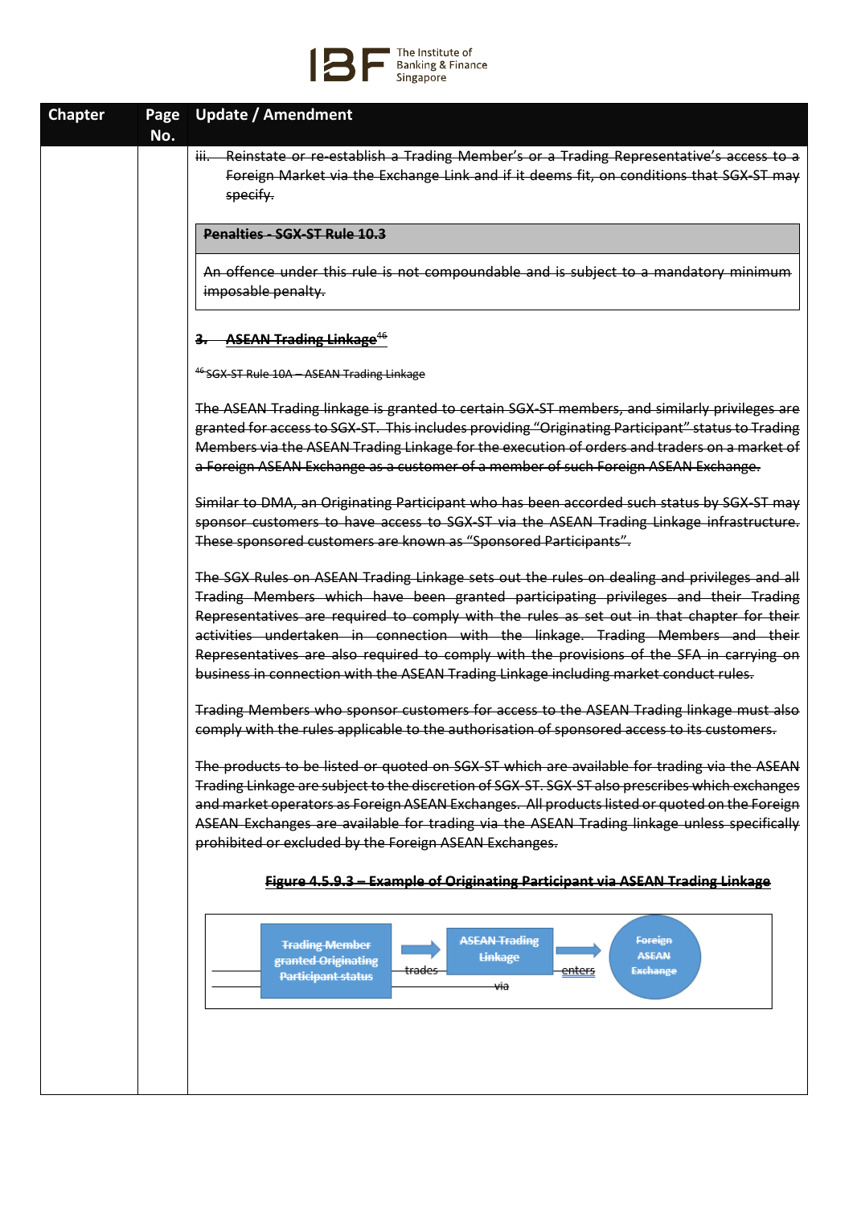| Chapter | Page No. | Update / Amendment |
| --- | --- | --- |
| | | ~~iii. Reinstate or re-establish a Trading Member's or a Trading Representative's access to a Foreign Market via the Exchange Link and if it deems fit, on conditions that SGX-ST may specify.~~ |

| ~~**Penalties - SGX-ST Rule 10.3**~~ |
| --- |
| ~~An offence under this rule is not compoundable and is subject to a mandatory minimum imposable penalty.~~ |

~~**3. ASEAN Trading Linkage**[46]~~

~~[46] SGX-ST Rule 10A – ASEAN Trading Linkage~~

~~The ASEAN Trading linkage is granted to certain SGX-ST members, and similarly privileges are granted for access to SGX-ST. This includes providing "Originating Participant" status to Trading Members via the ASEAN Trading Linkage for the execution of orders and traders on a market of a Foreign ASEAN Exchange as a customer of a member of such Foreign ASEAN Exchange.~~

~~Similar to DMA, an Originating Participant who has been accorded such status by SGX-ST may sponsor customers to have access to SGX-ST via the ASEAN Trading Linkage infrastructure. These sponsored customers are known as "Sponsored Participants".~~

~~The SGX Rules on ASEAN Trading Linkage sets out the rules on dealing and privileges and all Trading Members which have been granted participating privileges and their Trading Representatives are required to comply with the rules as set out in that chapter for their activities undertaken in connection with the linkage. Trading Members and their Representatives are also required to comply with the provisions of the SFA in carrying on business in connection with the ASEAN Trading Linkage including market conduct rules.~~

~~Trading Members who sponsor customers for access to the ASEAN Trading linkage must also comply with the rules applicable to the authorisation of sponsored access to its customers.~~

~~The products to be listed or quoted on SGX-ST which are available for trading via the ASEAN Trading Linkage are subject to the discretion of SGX-ST. SGX-ST also prescribes which exchanges and market operators as Foreign ASEAN Exchanges. All products listed or quoted on the Foreign ASEAN Exchanges are available for trading via the ASEAN Trading linkage unless specifically prohibited or excluded by the Foreign ASEAN Exchanges.~~

~~**Figure 4.5.9.3 – Example of Originating Participant via ASEAN Trading Linkage**~~

~~Trading Member granted Originating Participant status~~ → ~~trades via~~ → ~~ASEAN Trading Linkage~~ → ~~enters~~ → ~~Foreign ASEAN Exchange~~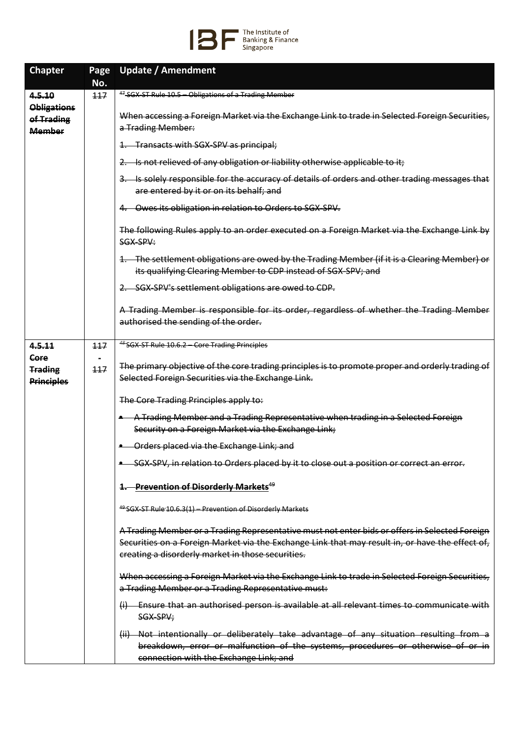| Chapter | Page No. | Update / Amendment |
|---|---|---|
| ~~**4.5.10 Obligations of Trading Member**~~ | ~~117~~ | ~~[47] SGX-ST Rule 10.5 – Obligations of a Trading Member~~<br><br>~~When accessing a Foreign Market via the Exchange Link to trade in Selected Foreign Securities, a Trading Member:~~<br><br>~~1. Transacts with SGX-SPV as principal;~~<br><br>~~2. Is not relieved of any obligation or liability otherwise applicable to it;~~<br><br>~~3. Is solely responsible for the accuracy of details of orders and other trading messages that are entered by it or on its behalf; and~~<br><br>~~4. Owes its obligation in relation to Orders to SGX-SPV.~~<br><br>~~The following Rules apply to an order executed on a Foreign Market via the Exchange Link by SGX-SPV:~~<br><br>~~1. The settlement obligations are owed by the Trading Member (if it is a Clearing Member) or its qualifying Clearing Member to CDP instead of SGX-SPV; and~~<br><br>~~2. SGX-SPV's settlement obligations are owed to CDP.~~<br><br>~~A Trading Member is responsible for its order, regardless of whether the Trading Member authorised the sending of the order.~~ |
| ~~**4.5.11 Core Trading Principles**~~ | ~~117 - 117~~ | ~~[48] SGX-ST Rule 10.6.2 – Core Trading Principles~~<br><br>~~The primary objective of the core trading principles is to promote proper and orderly trading of Selected Foreign Securities via the Exchange Link.~~<br><br>~~The Core Trading Principles apply to:~~<br><br>~~• A Trading Member and a Trading Representative when trading in a Selected Foreign Security on a Foreign Market via the Exchange Link;~~<br><br>~~• Orders placed via the Exchange Link; and~~<br><br>~~• SGX-SPV, in relation to Orders placed by it to close out a position or correct an error.~~<br><br>~~**1. Prevention of Disorderly Markets**~~[49]<br><br>~~[49] SGX-ST Rule 10.6.3(1) – Prevention of Disorderly Markets~~<br><br>~~A Trading Member or a Trading Representative must not enter bids or offers in Selected Foreign Securities on a Foreign Market via the Exchange Link that may result in, or have the effect of, creating a disorderly market in those securities.~~<br><br>~~When accessing a Foreign Market via the Exchange Link to trade in Selected Foreign Securities, a Trading Member or a Trading Representative must:~~<br><br>~~(i) Ensure that an authorised person is available at all relevant times to communicate with SGX-SPV;~~<br><br>~~(ii) Not intentionally or deliberately take advantage of any situation resulting from a breakdown, error or malfunction of the systems, procedures or otherwise of or in connection with the Exchange Link; and~~ |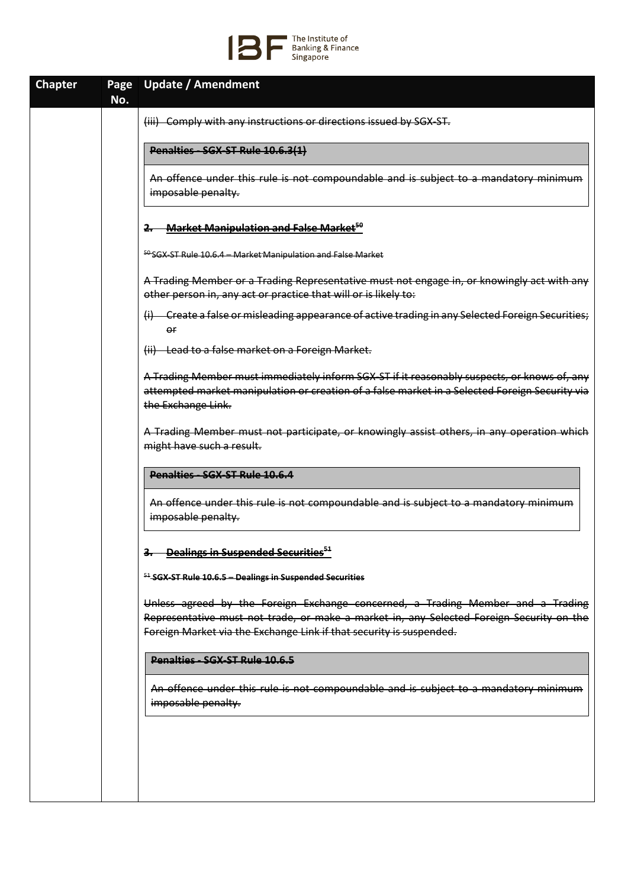| Chapter | Page No. | Update / Amendment |
|---|---|---|
| | | ~~(iii) Comply with any instructions or directions issued by SGX-ST.~~<br><br>~~**Penalties - SGX-ST Rule 10.6.3(1)**~~<br><br>~~An offence under this rule is not compoundable and is subject to a mandatory minimum imposable penalty.~~<br><br>~~**2. Market Manipulation and False Market[50]**~~<br><br>~~[50] SGX-ST Rule 10.6.4 – Market Manipulation and False Market~~<br><br>~~A Trading Member or a Trading Representative must not engage in, or knowingly act with any other person in, any act or practice that will or is likely to:~~<br><br>~~(i) Create a false or misleading appearance of active trading in any Selected Foreign Securities; or~~<br><br>~~(ii) Lead to a false market on a Foreign Market.~~<br><br>~~A Trading Member must immediately inform SGX-ST if it reasonably suspects, or knows of, any attempted market manipulation or creation of a false market in a Selected Foreign Security via the Exchange Link.~~<br><br>~~A Trading Member must not participate, or knowingly assist others, in any operation which might have such a result.~~<br><br>~~**Penalties - SGX-ST Rule 10.6.4**~~<br><br>~~An offence under this rule is not compoundable and is subject to a mandatory minimum imposable penalty.~~<br><br>~~**3. Dealings in Suspended Securities[51]**~~<br><br>~~[51] **SGX-ST Rule 10.6.5 – Dealings in Suspended Securities**~~<br><br>~~Unless agreed by the Foreign Exchange concerned, a Trading Member and a Trading Representative must not trade, or make a market in, any Selected Foreign Security on the Foreign Market via the Exchange Link if that security is suspended.~~<br><br>~~**Penalties - SGX-ST Rule 10.6.5**~~<br><br>~~An offence under this rule is not compoundable and is subject to a mandatory minimum imposable penalty.~~ |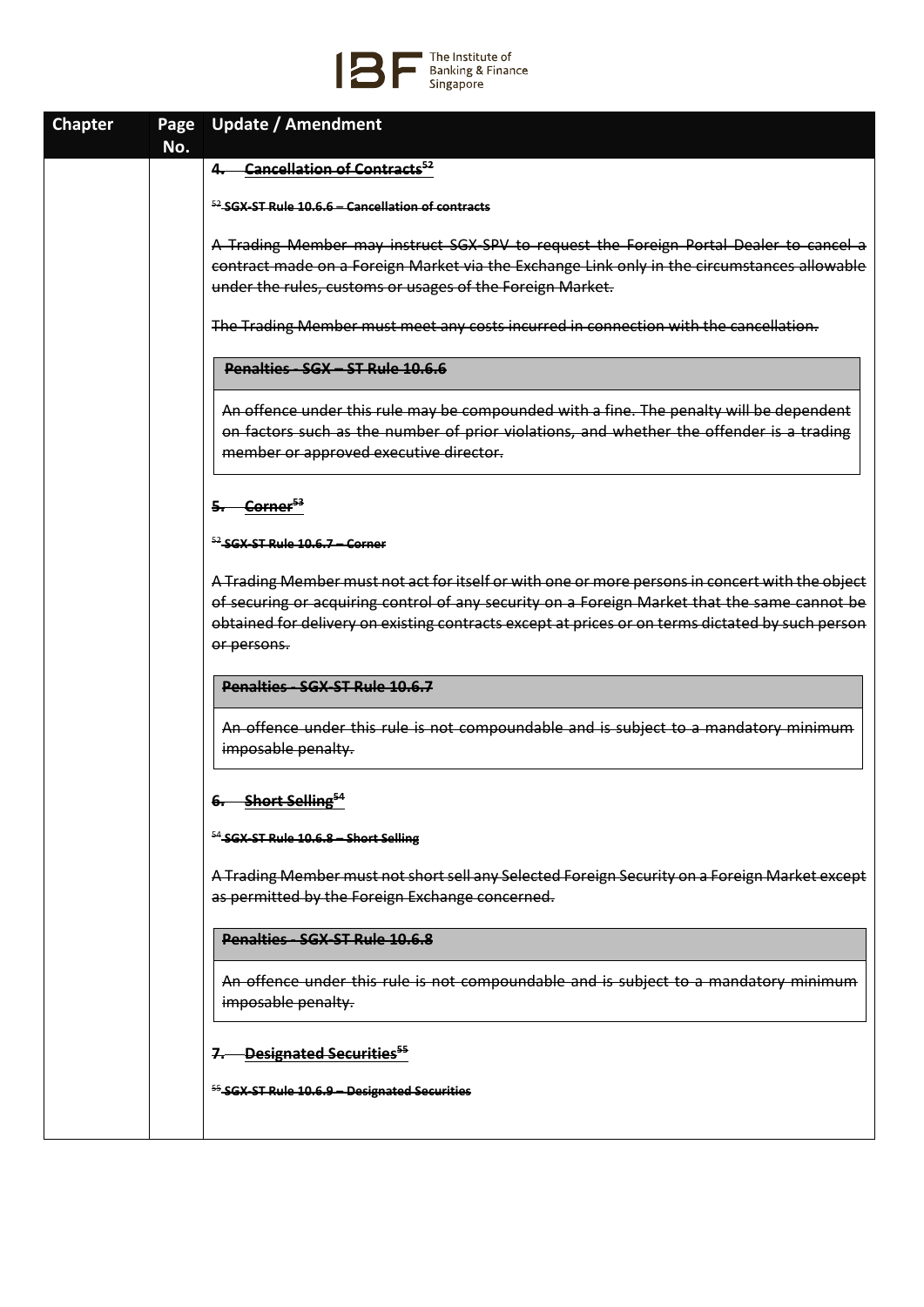| Chapter | Page No. | Update / Amendment |
|---|---|---|
| | | ~~**4. Cancellation of Contracts**[52]~~<br><br>~~[52] **SGX-ST Rule 10.6.6 – Cancellation of contracts**~~<br><br>~~A Trading Member may instruct SGX-SPV to request the Foreign Portal Dealer to cancel a contract made on a Foreign Market via the Exchange Link only in the circumstances allowable under the rules, customs or usages of the Foreign Market.~~<br><br>~~The Trading Member must meet any costs incurred in connection with the cancellation.~~<br><br>~~**Penalties - SGX – ST Rule 10.6.6**~~<br><br>~~An offence under this rule may be compounded with a fine. The penalty will be dependent on factors such as the number of prior violations, and whether the offender is a trading member or approved executive director.~~<br><br>~~**5. Corner**[53]~~<br><br>~~[52] **SGX-ST Rule 10.6.7 – Corner**~~<br><br>~~A Trading Member must not act for itself or with one or more persons in concert with the object of securing or acquiring control of any security on a Foreign Market that the same cannot be obtained for delivery on existing contracts except at prices or on terms dictated by such person or persons.~~<br><br>~~**Penalties - SGX-ST Rule 10.6.7**~~<br><br>~~An offence under this rule is not compoundable and is subject to a mandatory minimum imposable penalty.~~<br><br>~~**6. Short Selling**[54]~~<br><br>~~[54] **SGX-ST Rule 10.6.8 – Short Selling**~~<br><br>~~A Trading Member must not short sell any Selected Foreign Security on a Foreign Market except as permitted by the Foreign Exchange concerned.~~<br><br>~~**Penalties - SGX-ST Rule 10.6.8**~~<br><br>~~An offence under this rule is not compoundable and is subject to a mandatory minimum imposable penalty.~~<br><br>~~**7. Designated Securities**[55]~~<br><br>~~[55] **SGX-ST Rule 10.6.9 – Designated Securities**~~ |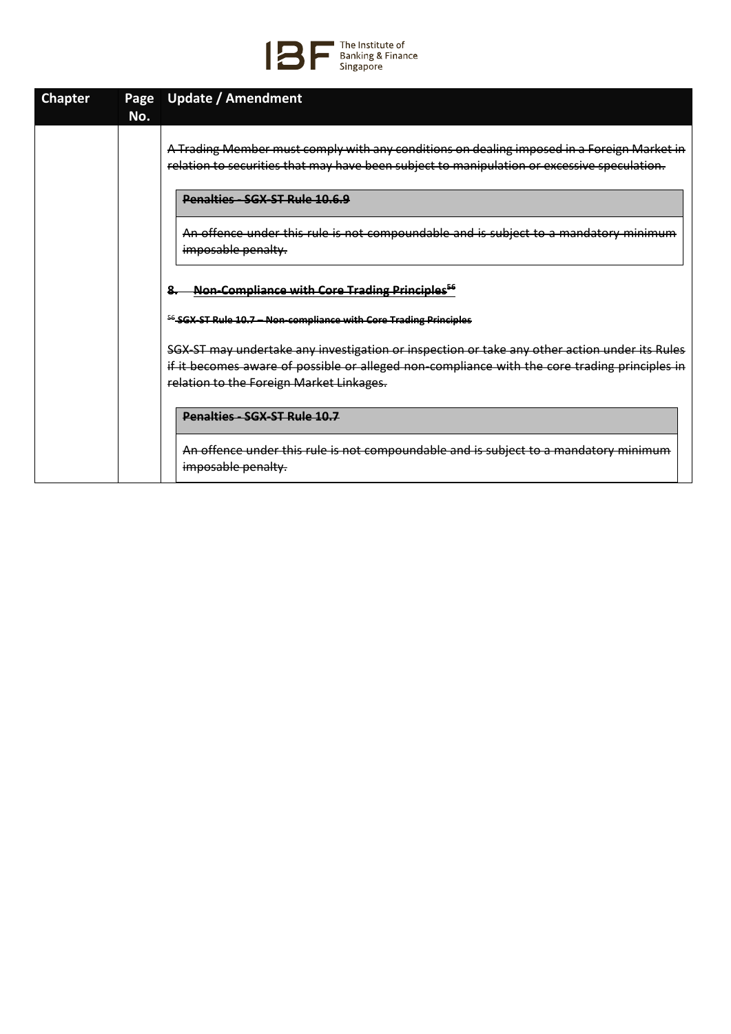| Chapter | Page No. | Update / Amendment |
| --- | --- | --- |
| | | ~~A Trading Member must comply with any conditions on dealing imposed in a Foreign Market in relation to securities that may have been subject to manipulation or excessive speculation.~~ <br><br> ~~**Penalties - SGX-ST Rule 10.6.9**~~ <br><br> ~~An offence under this rule is not compoundable and is subject to a mandatory minimum imposable penalty.~~ <br><br> ~~**8. Non-Compliance with Core Trading Principles**~~[56] <br><br> [56] ~~**SGX-ST Rule 10.7 – Non-compliance with Core Trading Principles**~~ <br><br> ~~SGX-ST may undertake any investigation or inspection or take any other action under its Rules if it becomes aware of possible or alleged non-compliance with the core trading principles in relation to the Foreign Market Linkages.~~ <br><br> ~~**Penalties - SGX-ST Rule 10.7**~~ <br><br> ~~An offence under this rule is not compoundable and is subject to a mandatory minimum imposable penalty.~~ |